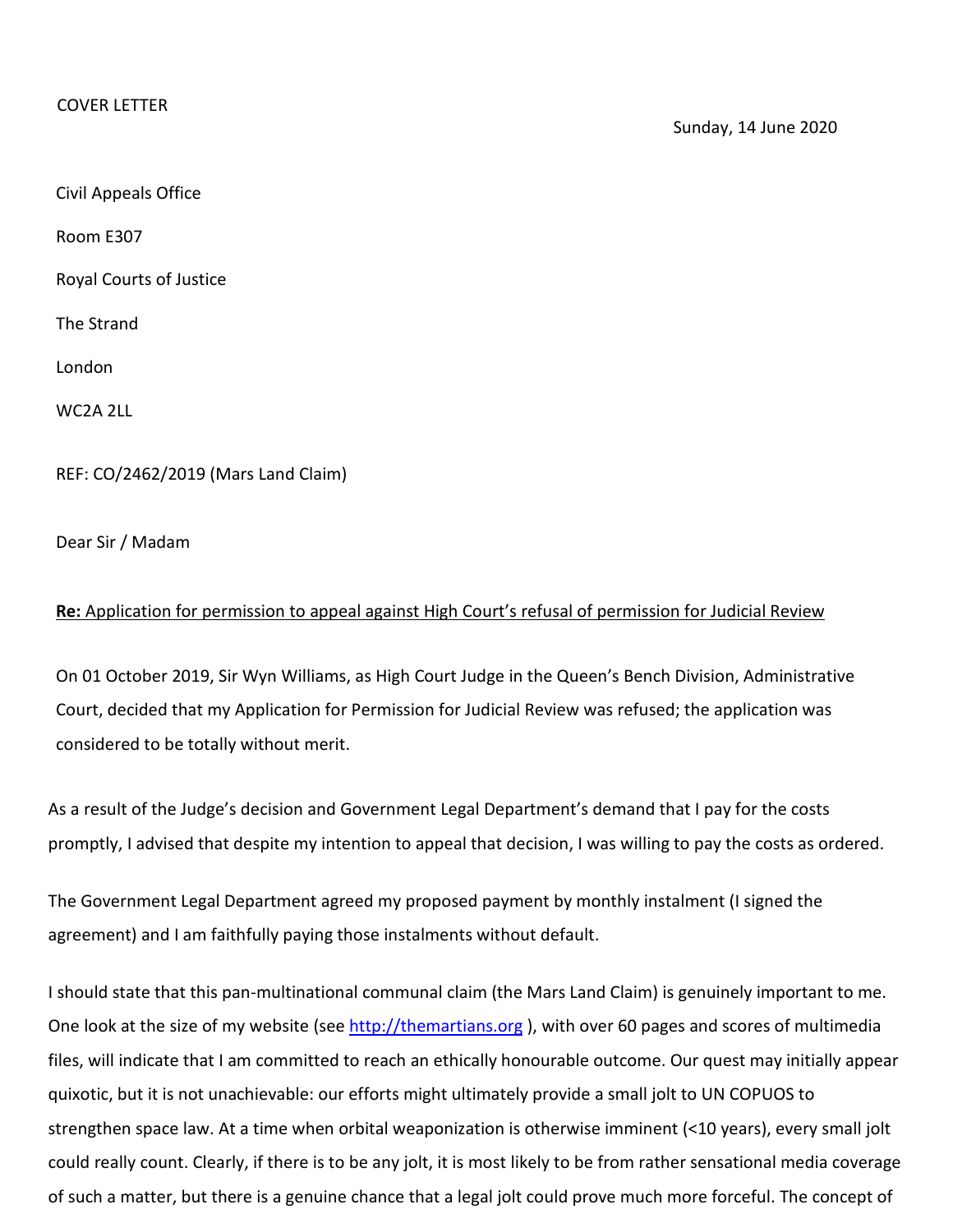COVER LETTER

Sunday, 14 June 2020

Civil Appeals Office

Room E307

Royal Courts of Justice

The Strand

London

WC2A 2LL

REF: CO/2462/2019 (Mars Land Claim)

Dear Sir / Madam

**Re:** Application for permission to appeal against High Court's refusal of permission for Judicial Review

On 01 October 2019, Sir Wyn Williams, as High Court Judge in the Queen's Bench Division, Administrative Court, decided that my Application for Permission for Judicial Review was refused; the application was considered to be totally without merit.

As a result of the Judge's decision and Government Legal Department's demand that I pay for the costs promptly, I advised that despite my intention to appeal that decision, I was willing to pay the costs as ordered.

The Government Legal Department agreed my proposed payment by monthly instalment (I signed the agreement) and I am faithfully paying those instalments without default.

I should state that this pan-multinational communal claim (the Mars Land Claim) is genuinely important to me. One look at the size of my website (see [http://themartians.org](http://themartians.org) ), with over 60 pages and scores of multimedia files, will indicate that I am committed to reach an ethically honourable outcome. Our quest may initially appear quixotic, but it is not unachievable: our efforts might ultimately provide a small jolt to UN COPUOS to strengthen space law. At a time when orbital weaponization is otherwise imminent (<10 years), every small jolt could really count. Clearly, if there is to be any jolt, it is most likely to be from rather sensational media coverage of such a matter, but there is a genuine chance that a legal jolt could prove much more forceful. The concept of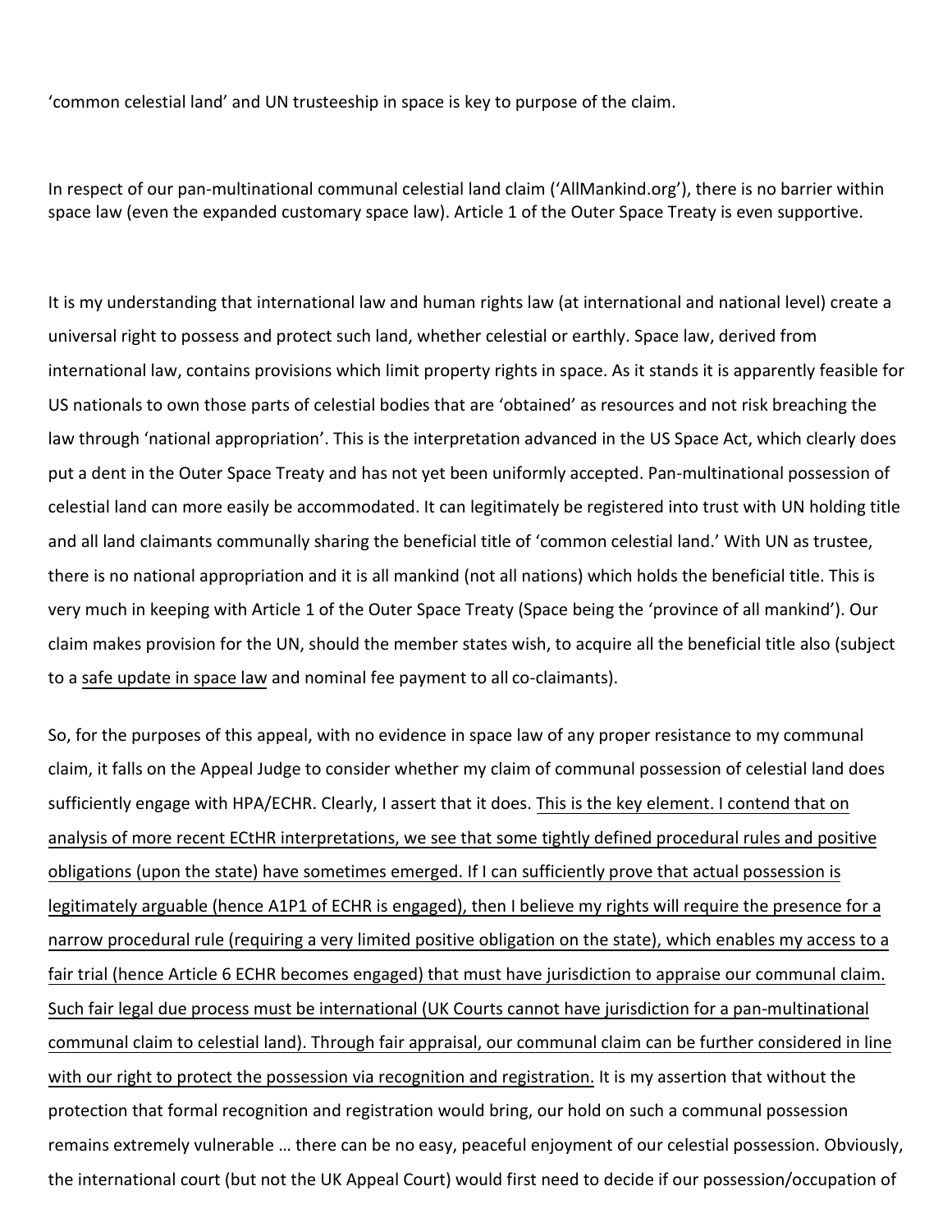'common celestial land' and UN trusteeship in space is key to purpose of the claim.

In respect of our pan-multinational communal celestial land claim ('AllMankind.org'), there is no barrier within space law (even the expanded customary space law). Article 1 of the Outer Space Treaty is even supportive.

It is my understanding that international law and human rights law (at international and national level) create a universal right to possess and protect such land, whether celestial or earthly. Space law, derived from international law, contains provisions which limit property rights in space. As it stands it is apparently feasible for US nationals to own those parts of celestial bodies that are 'obtained' as resources and not risk breaching the law through 'national appropriation'. This is the interpretation advanced in the US Space Act, which clearly does put a dent in the Outer Space Treaty and has not yet been uniformly accepted. Pan-multinational possession of celestial land can more easily be accommodated. It can legitimately be registered into trust with UN holding title and all land claimants communally sharing the beneficial title of 'common celestial land.' With UN as trustee, there is no national appropriation and it is all mankind (not all nations) which holds the beneficial title. This is very much in keeping with Article 1 of the Outer Space Treaty (Space being the 'province of all mankind'). Our claim makes provision for the UN, should the member states wish, to acquire all the beneficial title also (subject to a <u>safe update in space law</u> and nominal fee payment to all co-claimants).

So, for the purposes of this appeal, with no evidence in space law of any proper resistance to my communal claim, it falls on the Appeal Judge to consider whether my claim of communal possession of celestial land does sufficiently engage with HPA/ECHR. Clearly, I assert that it does. <u>This is the key element. I contend that on analysis of more recent ECtHR interpretations, we see that some tightly defined procedural rules and positive obligations (upon the state) have sometimes emerged. If I can sufficiently prove that actual possession is legitimately arguable (hence A1P1 of ECHR is engaged), then I believe my rights will require the presence for a narrow procedural rule (requiring a very limited positive obligation on the state), which enables my access to a fair trial (hence Article 6 ECHR becomes engaged) that must have jurisdiction to appraise our communal claim. Such fair legal due process must be international (UK Courts cannot have jurisdiction for a pan-multinational communal claim to celestial land). Through fair appraisal, our communal claim can be further considered in line with our right to protect the possession via recognition and registration.</u> It is my assertion that without the protection that formal recognition and registration would bring, our hold on such a communal possession remains extremely vulnerable … there can be no easy, peaceful enjoyment of our celestial possession. Obviously, the international court (but not the UK Appeal Court) would first need to decide if our possession/occupation of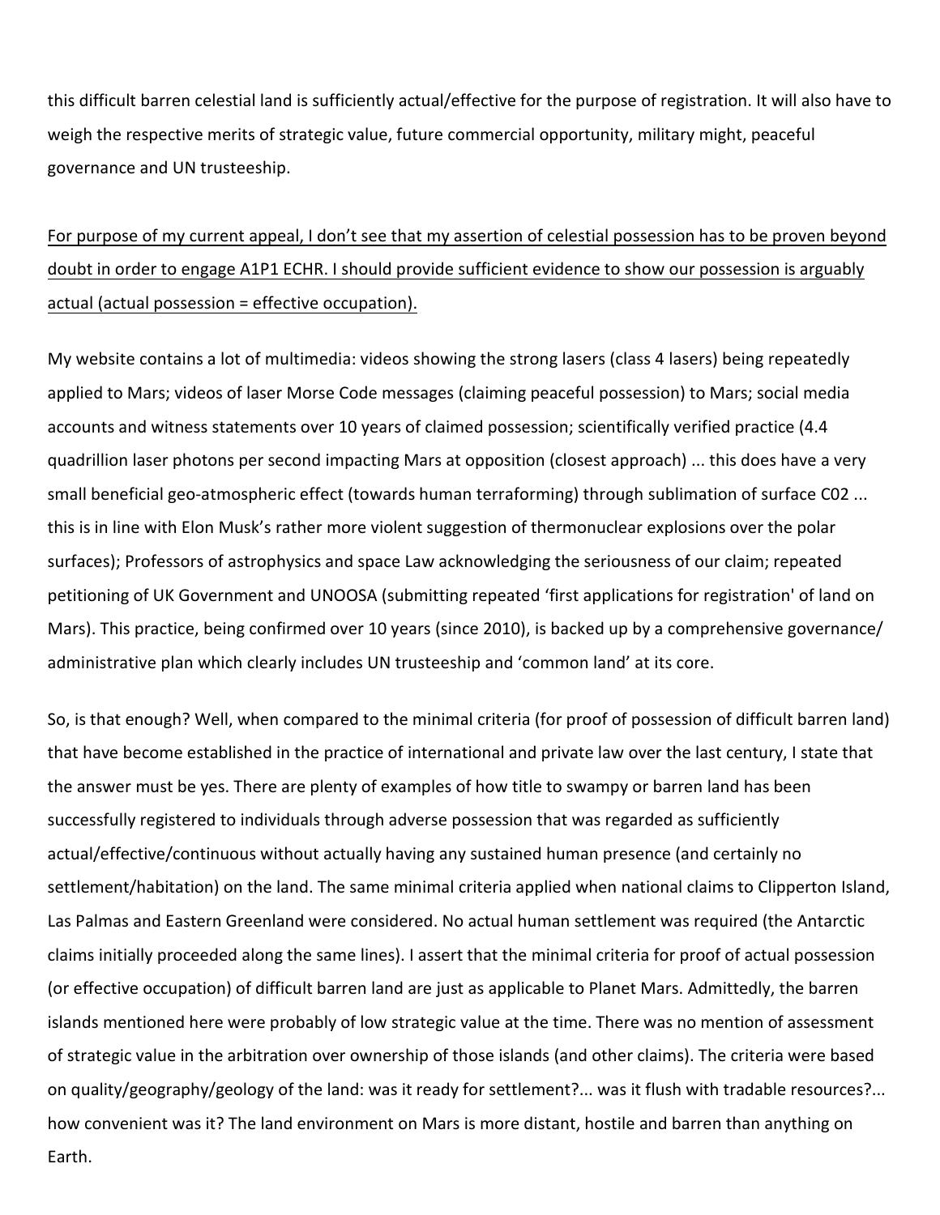this difficult barren celestial land is sufficiently actual/effective for the purpose of registration. It will also have to weigh the respective merits of strategic value, future commercial opportunity, military might, peaceful governance and UN trusteeship.

<u>For purpose of my current appeal, I don't see that my assertion of celestial possession has to be proven beyond doubt in order to engage A1P1 ECHR. I should provide sufficient evidence to show our possession is arguably actual (actual possession = effective occupation).</u>

My website contains a lot of multimedia: videos showing the strong lasers (class 4 lasers) being repeatedly applied to Mars; videos of laser Morse Code messages (claiming peaceful possession) to Mars; social media accounts and witness statements over 10 years of claimed possession; scientifically verified practice (4.4 quadrillion laser photons per second impacting Mars at opposition (closest approach) ... this does have a very small beneficial geo-atmospheric effect (towards human terraforming) through sublimation of surface C02 ... this is in line with Elon Musk's rather more violent suggestion of thermonuclear explosions over the polar surfaces); Professors of astrophysics and space Law acknowledging the seriousness of our claim; repeated petitioning of UK Government and UNOOSA (submitting repeated 'first applications for registration' of land on Mars). This practice, being confirmed over 10 years (since 2010), is backed up by a comprehensive governance/ administrative plan which clearly includes UN trusteeship and 'common land' at its core.

So, is that enough? Well, when compared to the minimal criteria (for proof of possession of difficult barren land) that have become established in the practice of international and private law over the last century, I state that the answer must be yes. There are plenty of examples of how title to swampy or barren land has been successfully registered to individuals through adverse possession that was regarded as sufficiently actual/effective/continuous without actually having any sustained human presence (and certainly no settlement/habitation) on the land. The same minimal criteria applied when national claims to Clipperton Island, Las Palmas and Eastern Greenland were considered. No actual human settlement was required (the Antarctic claims initially proceeded along the same lines). I assert that the minimal criteria for proof of actual possession (or effective occupation) of difficult barren land are just as applicable to Planet Mars. Admittedly, the barren islands mentioned here were probably of low strategic value at the time. There was no mention of assessment of strategic value in the arbitration over ownership of those islands (and other claims). The criteria were based on quality/geography/geology of the land: was it ready for settlement?... was it flush with tradable resources?... how convenient was it? The land environment on Mars is more distant, hostile and barren than anything on Earth.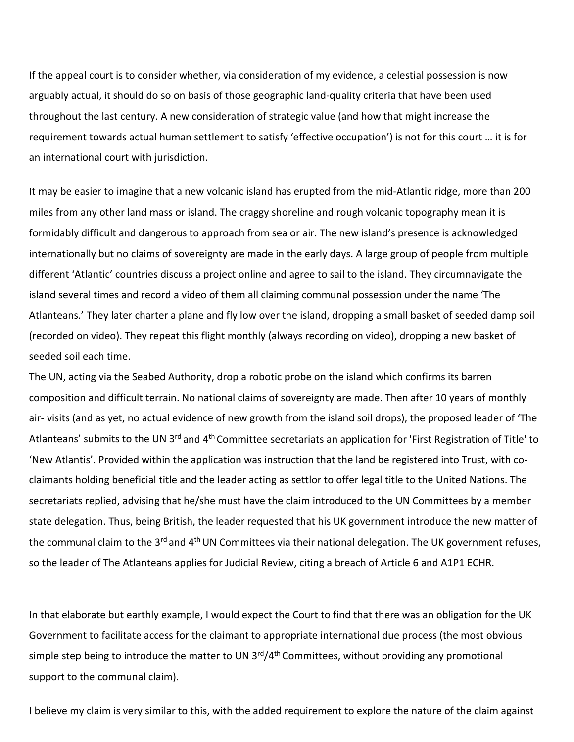If the appeal court is to consider whether, via consideration of my evidence, a celestial possession is now arguably actual, it should do so on basis of those geographic land-quality criteria that have been used throughout the last century. A new consideration of strategic value (and how that might increase the requirement towards actual human settlement to satisfy 'effective occupation') is not for this court … it is for an international court with jurisdiction.

It may be easier to imagine that a new volcanic island has erupted from the mid-Atlantic ridge, more than 200 miles from any other land mass or island. The craggy shoreline and rough volcanic topography mean it is formidably difficult and dangerous to approach from sea or air. The new island's presence is acknowledged internationally but no claims of sovereignty are made in the early days. A large group of people from multiple different 'Atlantic' countries discuss a project online and agree to sail to the island. They circumnavigate the island several times and record a video of them all claiming communal possession under the name 'The Atlanteans.' They later charter a plane and fly low over the island, dropping a small basket of seeded damp soil (recorded on video). They repeat this flight monthly (always recording on video), dropping a new basket of seeded soil each time.

The UN, acting via the Seabed Authority, drop a robotic probe on the island which confirms its barren composition and difficult terrain. No national claims of sovereignty are made. Then after 10 years of monthly air- visits (and as yet, no actual evidence of new growth from the island soil drops), the proposed leader of 'The Atlanteans' submits to the UN 3rd and 4th Committee secretariats an application for 'First Registration of Title' to 'New Atlantis'. Provided within the application was instruction that the land be registered into Trust, with co-claimants holding beneficial title and the leader acting as settlor to offer legal title to the United Nations. The secretariats replied, advising that he/she must have the claim introduced to the UN Committees by a member state delegation. Thus, being British, the leader requested that his UK government introduce the new matter of the communal claim to the 3rd and 4th UN Committees via their national delegation. The UK government refuses, so the leader of The Atlanteans applies for Judicial Review, citing a breach of Article 6 and A1P1 ECHR.

In that elaborate but earthly example, I would expect the Court to find that there was an obligation for the UK Government to facilitate access for the claimant to appropriate international due process (the most obvious simple step being to introduce the matter to UN 3rd/4th Committees, without providing any promotional support to the communal claim).

I believe my claim is very similar to this, with the added requirement to explore the nature of the claim against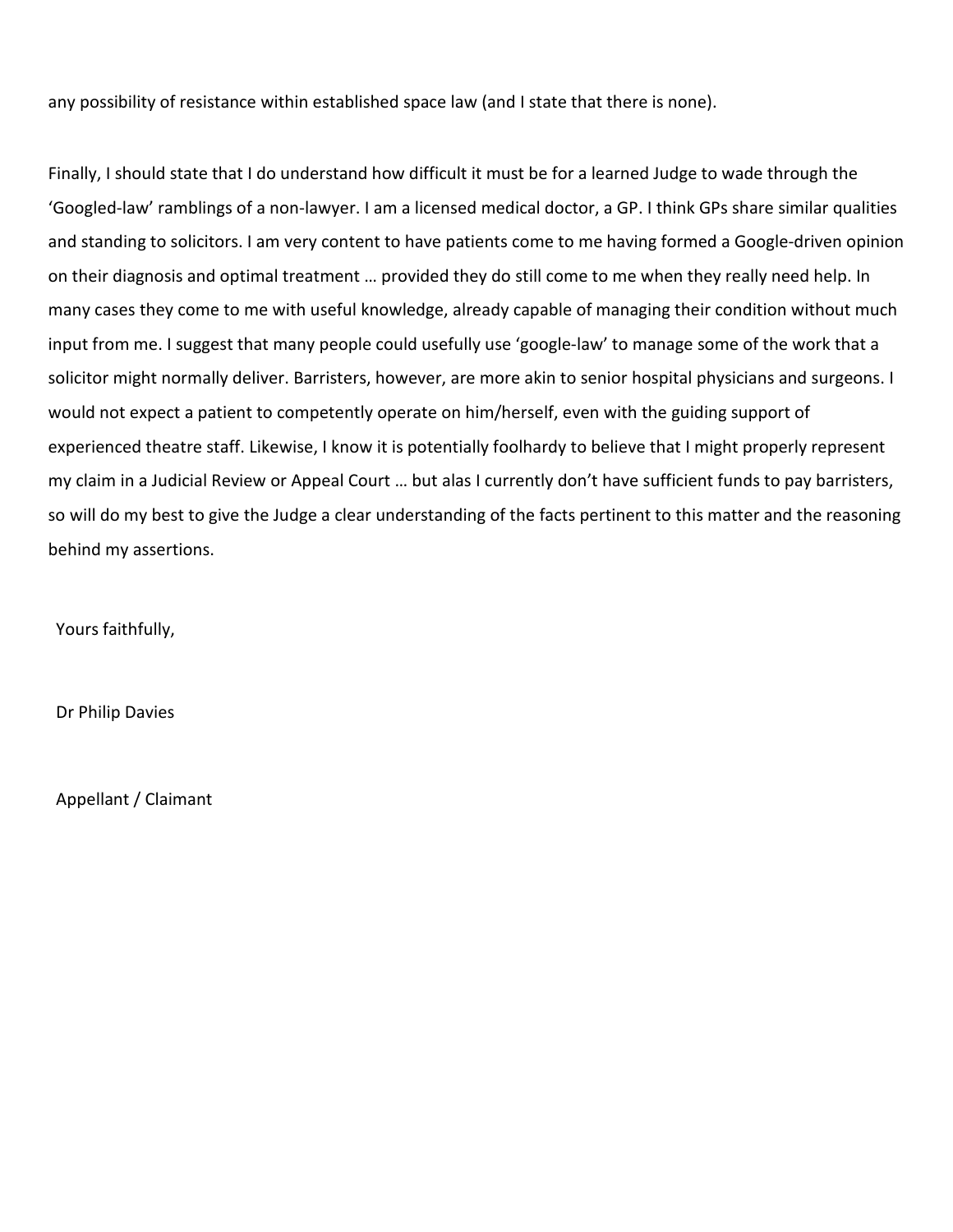any possibility of resistance within established space law (and I state that there is none).

Finally, I should state that I do understand how difficult it must be for a learned Judge to wade through the 'Googled-law' ramblings of a non-lawyer. I am a licensed medical doctor, a GP. I think GPs share similar qualities and standing to solicitors. I am very content to have patients come to me having formed a Google-driven opinion on their diagnosis and optimal treatment … provided they do still come to me when they really need help. In many cases they come to me with useful knowledge, already capable of managing their condition without much input from me. I suggest that many people could usefully use 'google-law' to manage some of the work that a solicitor might normally deliver. Barristers, however, are more akin to senior hospital physicians and surgeons. I would not expect a patient to competently operate on him/herself, even with the guiding support of experienced theatre staff. Likewise, I know it is potentially foolhardy to believe that I might properly represent my claim in a Judicial Review or Appeal Court … but alas I currently don't have sufficient funds to pay barristers, so will do my best to give the Judge a clear understanding of the facts pertinent to this matter and the reasoning behind my assertions.

Yours faithfully,

Dr Philip Davies

Appellant / Claimant